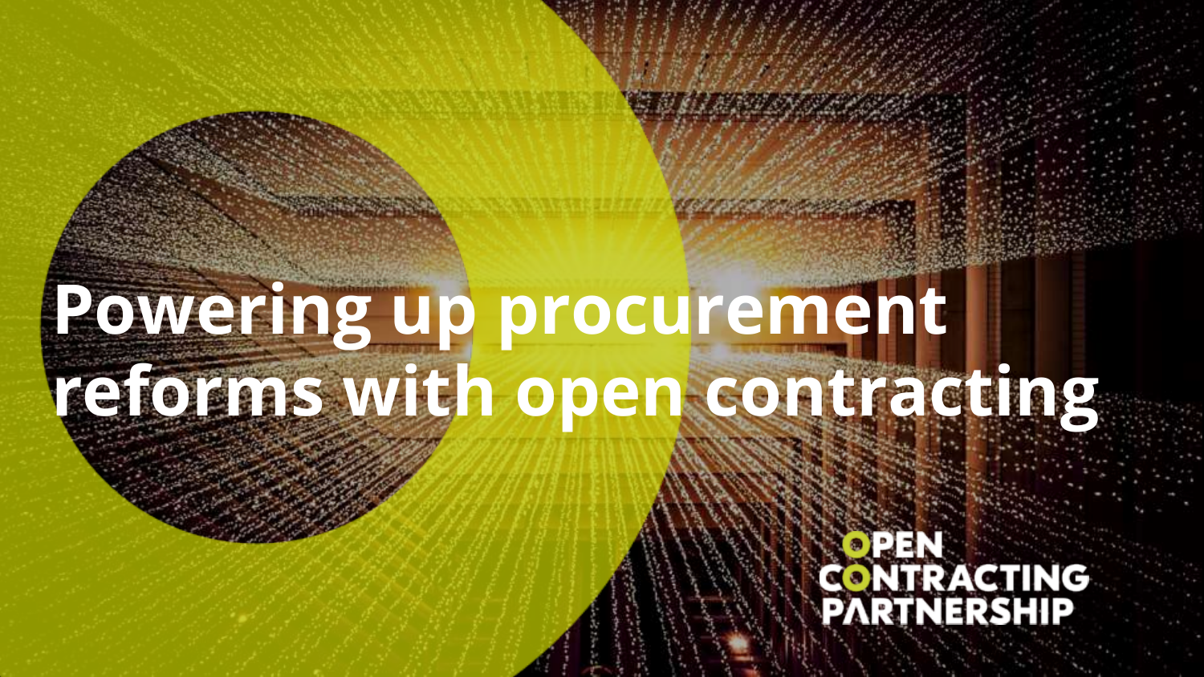# Powering up procurement reforms with open contracting

OPEN CONTRACTING PARTNERSHIP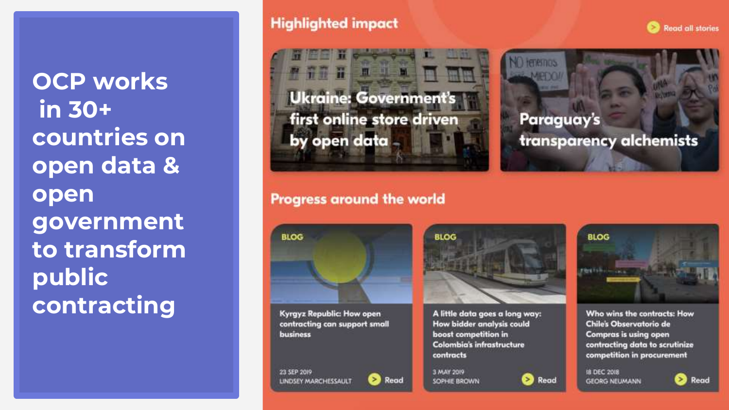# OCP works in 30+ countries on open data & open government to transform public contracting

## Highlighted impact

Read all stories

**Ukraine: Government's first online store driven by open data**

**Paraguay's transparency alchemists**

## Progress around the world

**BLOG**

Kyrgyz Republic: How open contracting can support small business

23 SEP 2019
LINDSEY MARCHESSAULT
Read

**BLOG**

A little data goes a long way: How bidder analysis could boost competition in Colombia's infrastructure contracts

3 MAY 2019
SOPHIE BROWN
Read

**BLOG**

Who wins the contracts: How Chile's Observatorio de Compras is using open contracting data to scrutinize competition in procurement

18 DEC 2018
GEORG NEUMANN
Read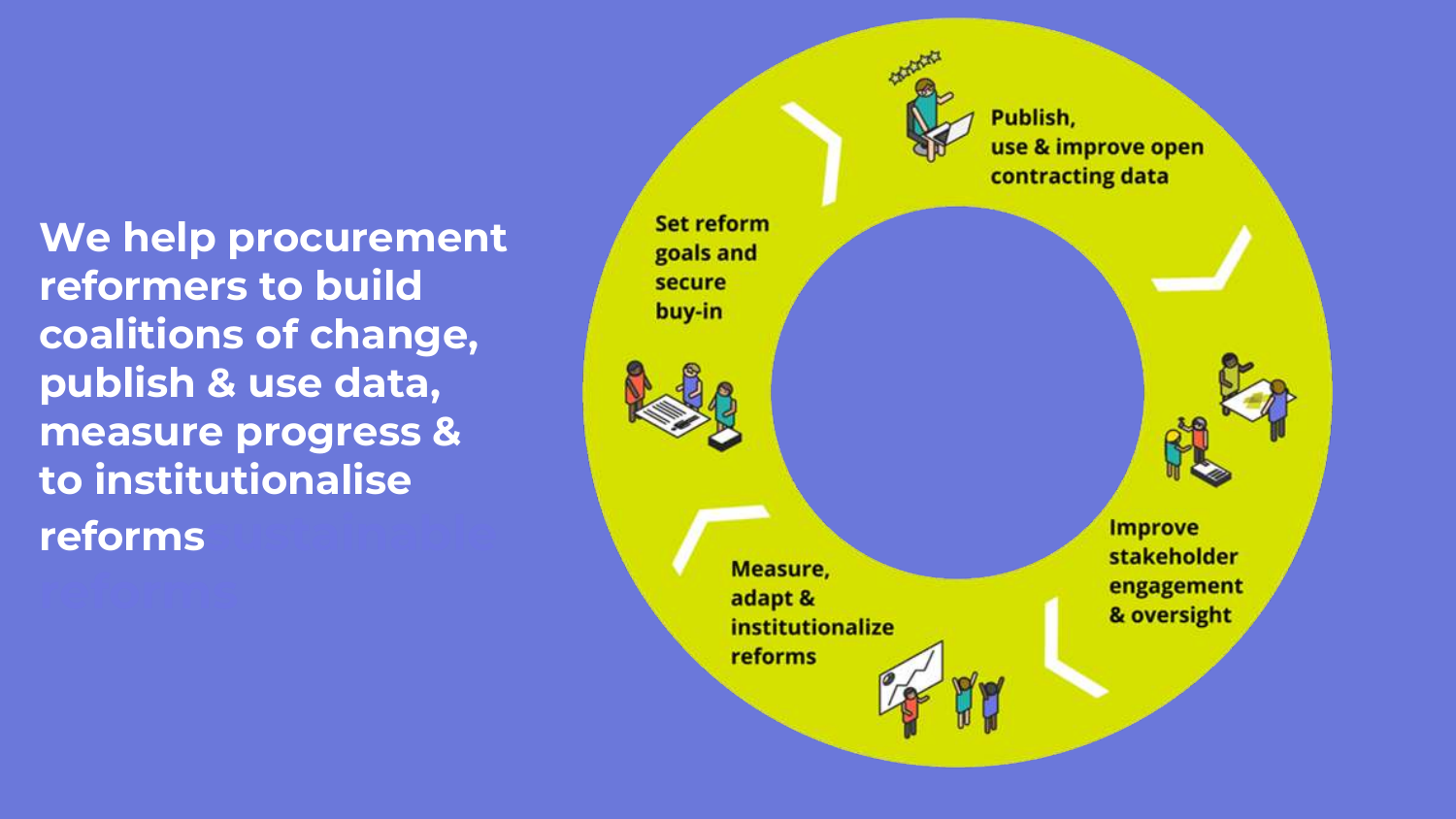**We help procurement reformers to build coalitions of change, publish & use data, measure progress & to institutionalise reforms**

- Set reform goals and secure buy-in
- Publish, use & improve open contracting data
- Improve stakeholder engagement & oversight
- Measure, adapt & institutionalize reforms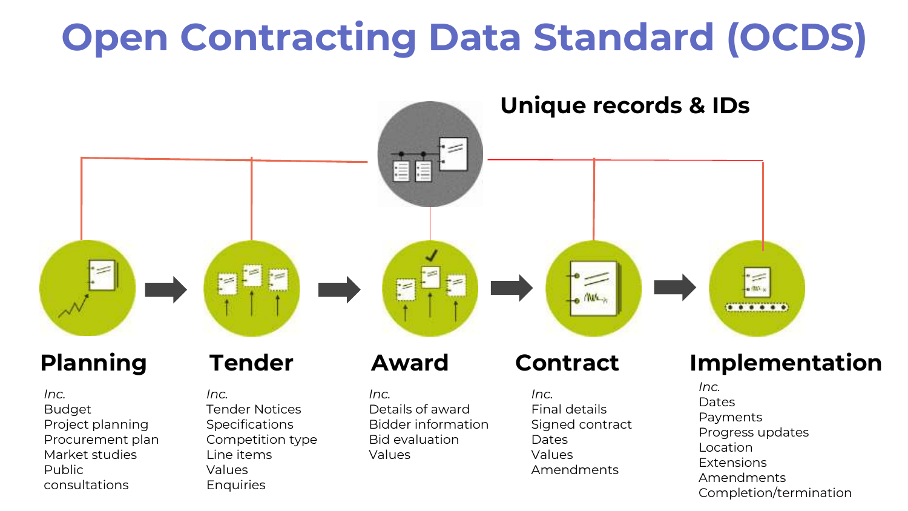# Open Contracting Data Standard (OCDS)

**Unique records & IDs**

## Planning

*Inc.*
Budget
Project planning
Procurement plan
Market studies
Public consultations

## Tender

*Inc.*
Tender Notices
Specifications
Competition type
Line items
Values
Enquiries

## Award

*Inc.*
Details of award
Bidder information
Bid evaluation
Values

## Contract

*Inc.*
Final details
Signed contract
Dates
Values
Amendments

## Implementation

*Inc.*
Dates
Payments
Progress updates
Location
Extensions
Amendments
Completion/termination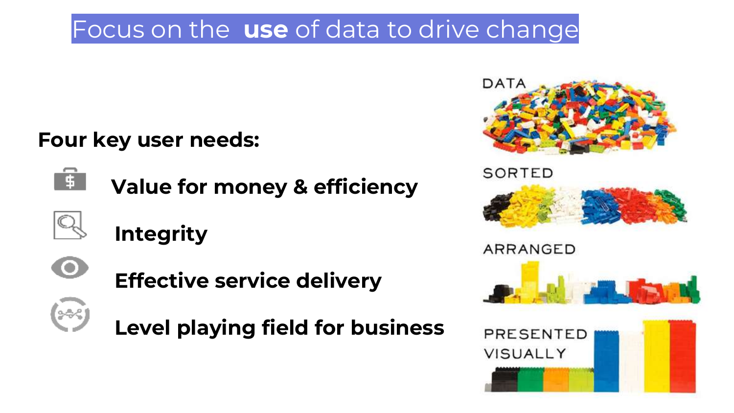# Focus on the **use** of data to drive change

**Four key user needs:**

- **Value for money & efficiency**
- **Integrity**
- **Effective service delivery**
- **Level playing field for business**

DATA

SORTED

ARRANGED

PRESENTED VISUALLY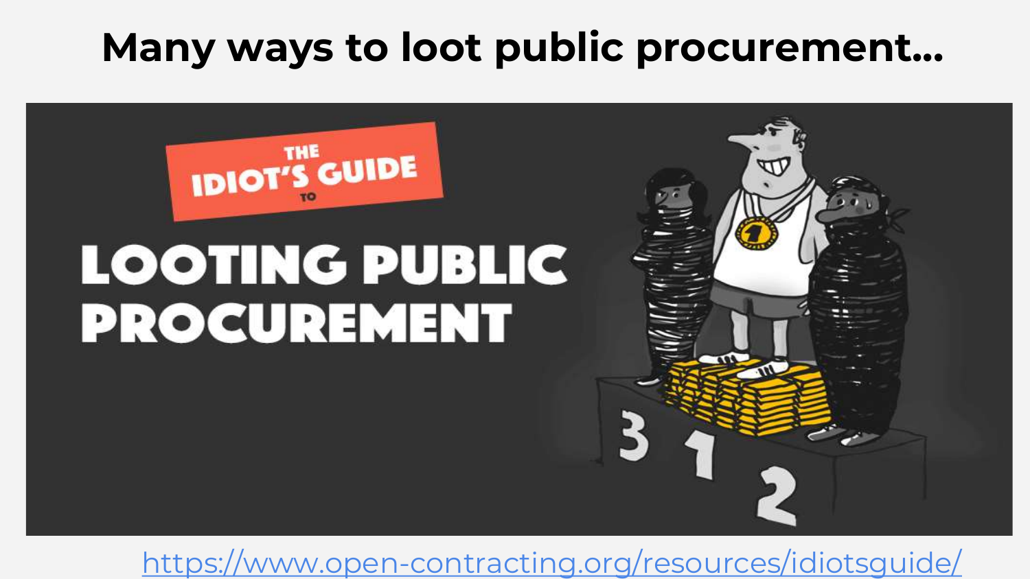# Many ways to loot public procurement...

THE IDIOT'S GUIDE TO

LOOTING PUBLIC PROCUREMENT

https://www.open-contracting.org/resources/idiotsguide/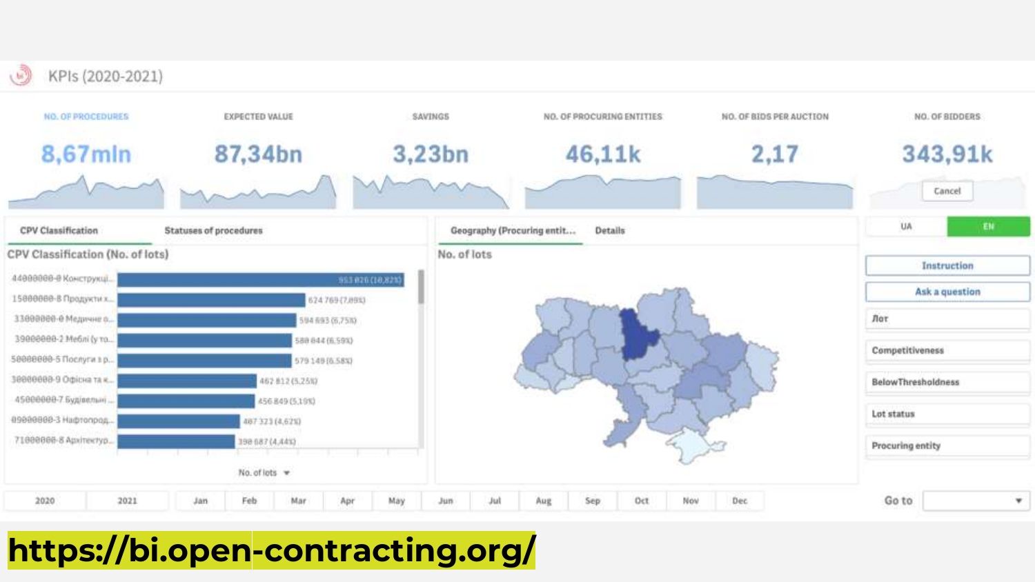KPIs (2020-2021)

| NO. OF PROCEDURES | EXPECTED VALUE | SAVINGS | NO. OF PROCURING ENTITIES | NO. OF BIDS PER AUCTION | NO. OF BIDDERS |
|---|---|---|---|---|---|
| 8,67mln | 87,34bn | 3,23bn | 46,11k | 2,17 | 343,91k |

CPV Classification | Statuses of procedures

**CPV Classification (No. of lots)**

| CPV | No. of lots |
|---|---|
| 44000000-0 Конструкці... | 953 826 (10,82%) |
| 15000000-8 Продукти х... | 624 769 (7,09%) |
| 33000000-0 Медичне о... | 594 693 (6,75%) |
| 39000000-2 Меблі (у то... | 580 844 (6,59%) |
| 50000000-5 Послуги з р... | 579 149 (6,58%) |
| 30000000-9 Офісна та к... | 462 812 (5,25%) |
| 45000000-7 Будівельні ... | 456 849 (5,19%) |
| 09000000-3 Нафтопрод... | 407 323 (4,62%) |
| 71000000-8 Архітектур... | 390 687 (4,44%) |

No. of lots

Geography (Procuring entit... | Details

No. of lots

UA | EN

Instruction

Ask a question

Лот

Competitiveness

BelowThresholdness

Lot status

Procuring entity

2020 | 2021 | Jan | Feb | Mar | Apr | May | Jun | Jul | Aug | Sep | Oct | Nov | Dec

Go to

**https://bi.open-contracting.org/**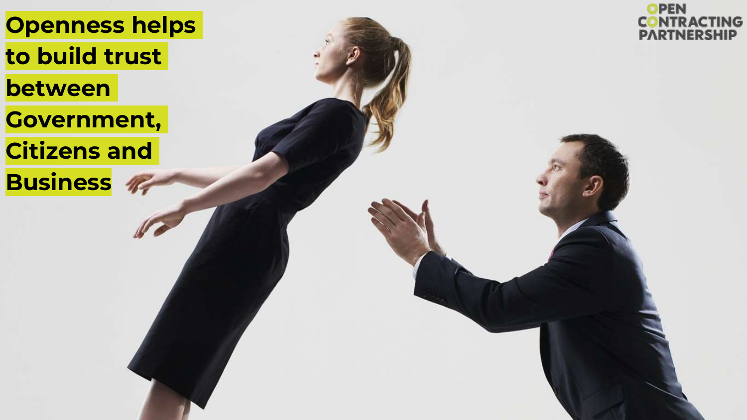**Openness helps to build trust between Government, Citizens and Business**

OPEN CONTRACTING PARTNERSHIP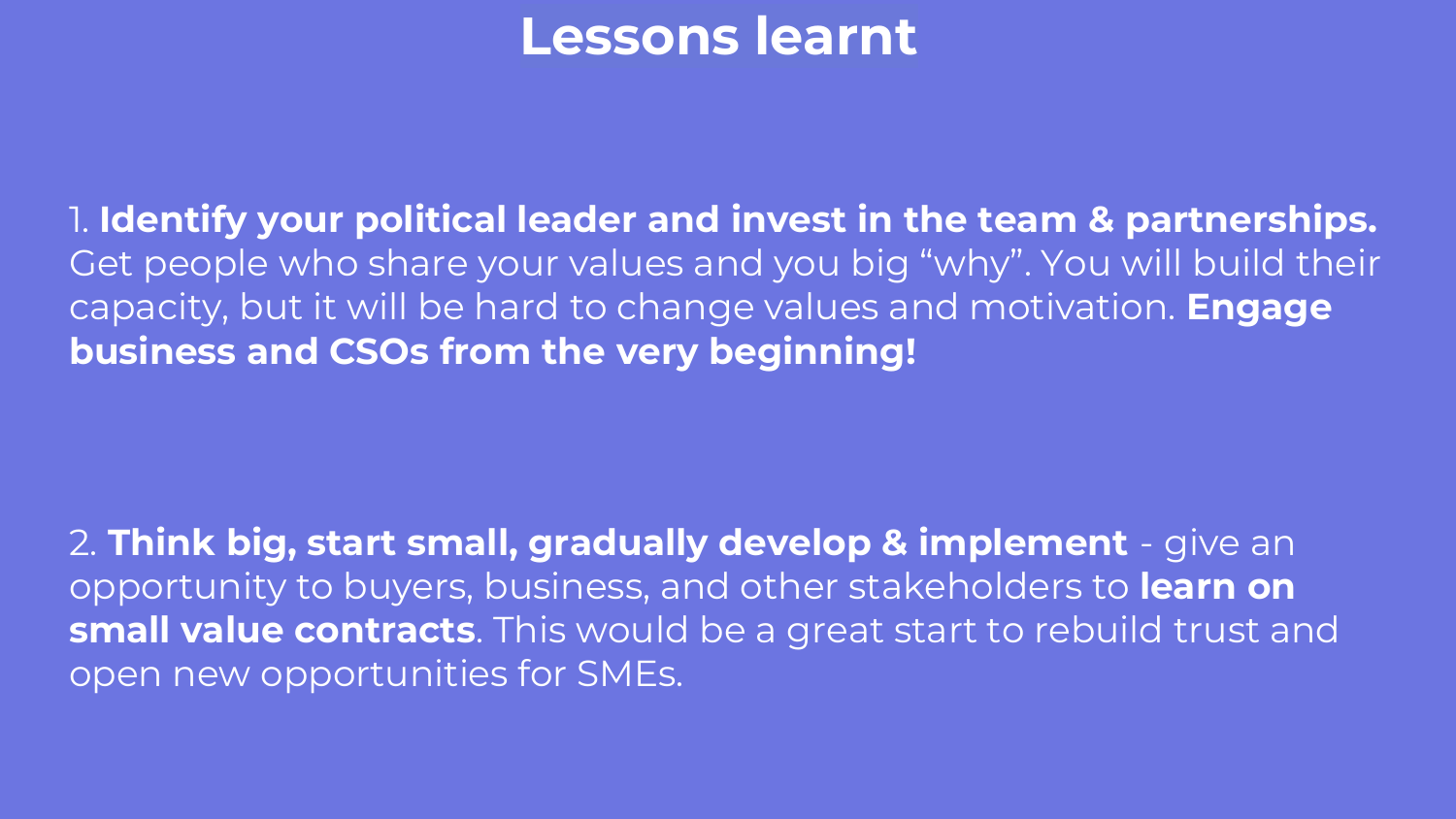# Lessons learnt

1. **Identify your political leader and invest in the team & partnerships.** Get people who share your values and you big “why”. You will build their capacity, but it will be hard to change values and motivation. **Engage business and CSOs from the very beginning!**

2. **Think big, start small, gradually develop & implement** - give an opportunity to buyers, business, and other stakeholders to **learn on small value contracts**. This would be a great start to rebuild trust and open new opportunities for SMEs.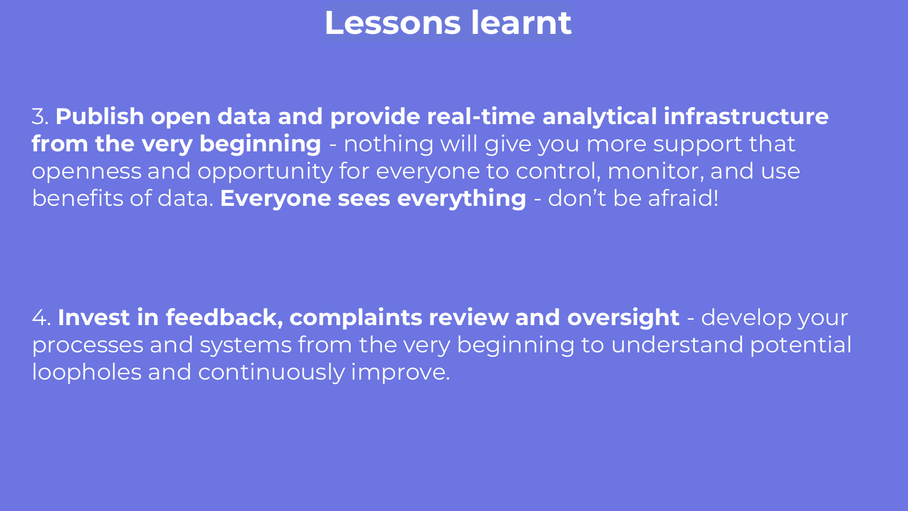# Lessons learnt

3. **Publish open data and provide real-time analytical infrastructure from the very beginning** - nothing will give you more support that openness and opportunity for everyone to control, monitor, and use benefits of data. **Everyone sees everything** - don't be afraid!

4. **Invest in feedback, complaints review and oversight** - develop your processes and systems from the very beginning to understand potential loopholes and continuously improve.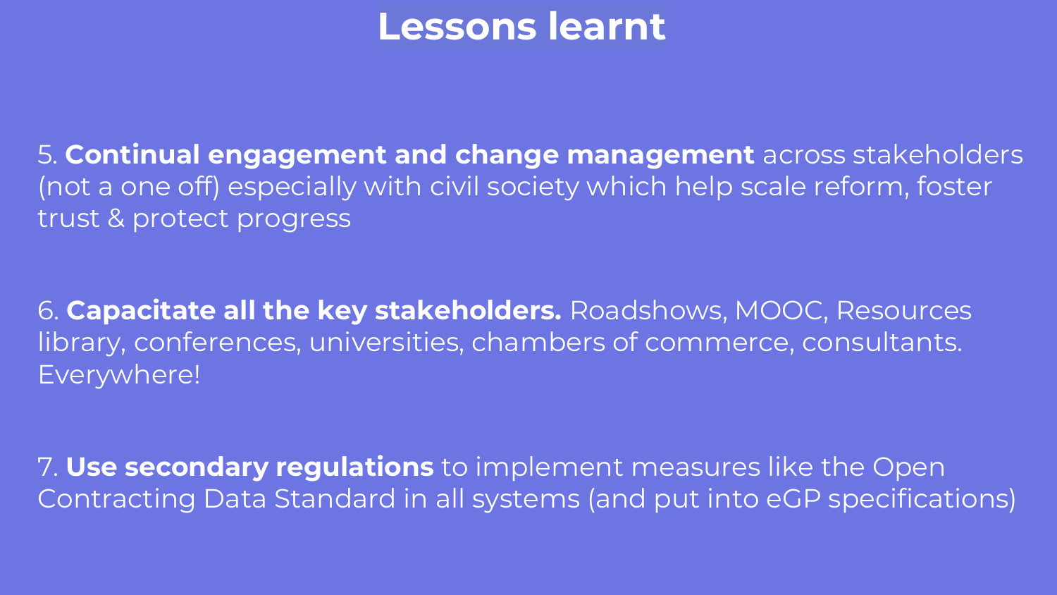# Lessons learnt

5. **Continual engagement and change management** across stakeholders (not a one off) especially with civil society which help scale reform, foster trust & protect progress

6. **Capacitate all the key stakeholders.** Roadshows, MOOC, Resources library, conferences, universities, chambers of commerce, consultants. Everywhere!

7. **Use secondary regulations** to implement measures like the Open Contracting Data Standard in all systems (and put into eGP specifications)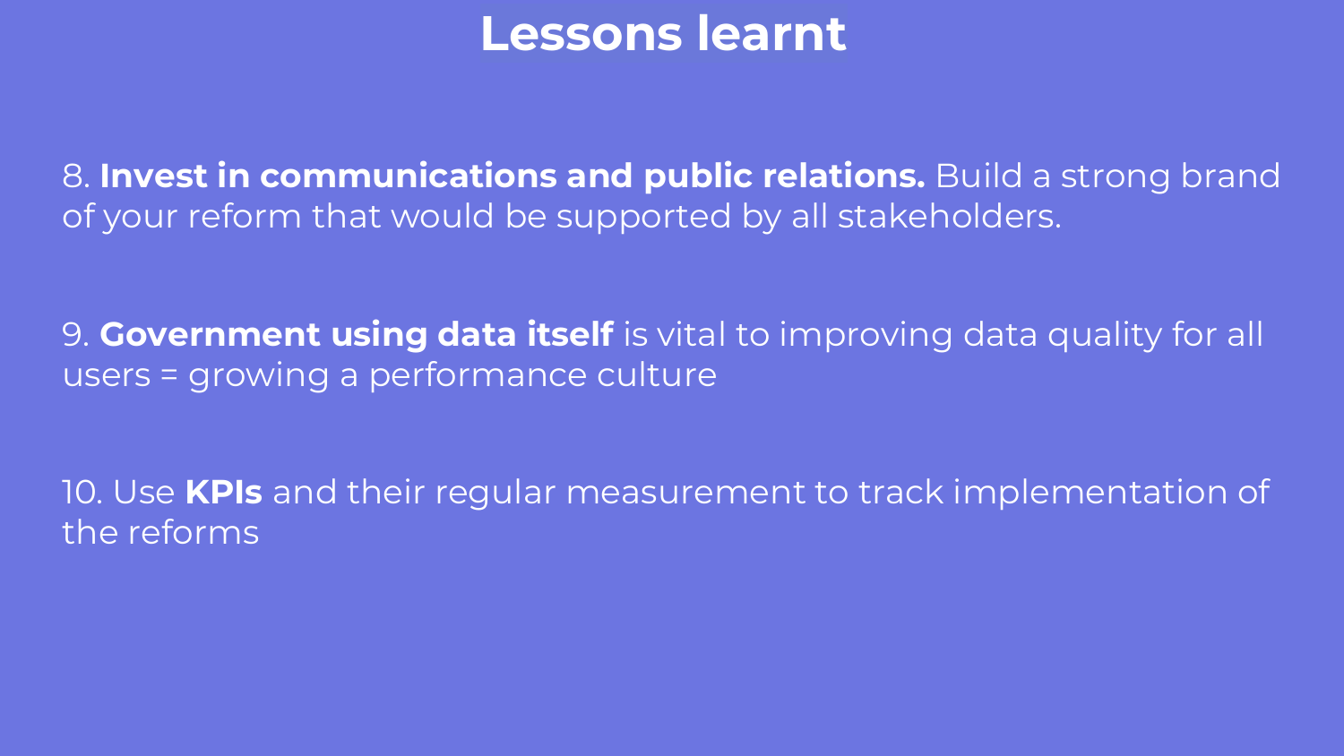# Lessons learnt

8. **Invest in communications and public relations.** Build a strong brand of your reform that would be supported by all stakeholders.

9. **Government using data itself** is vital to improving data quality for all users = growing a performance culture

10. Use **KPIs** and their regular measurement to track implementation of the reforms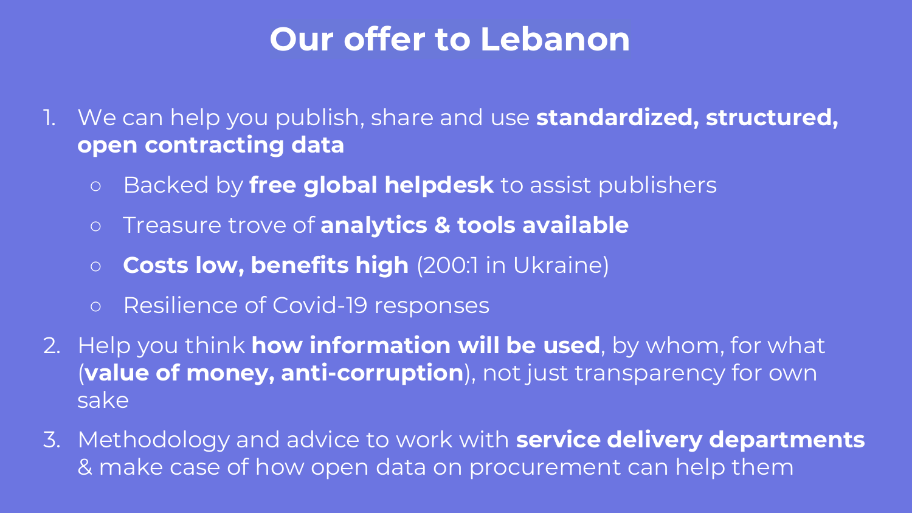# Our offer to Lebanon

1. We can help you publish, share and use **standardized, structured, open contracting data**
   - Backed by **free global helpdesk** to assist publishers
   - Treasure trove of **analytics & tools available**
   - **Costs low, benefits high** (200:1 in Ukraine)
   - Resilience of Covid-19 responses
2. Help you think **how information will be used**, by whom, for what (**value of money, anti-corruption**), not just transparency for own sake
3. Methodology and advice to work with **service delivery departments** & make case of how open data on procurement can help them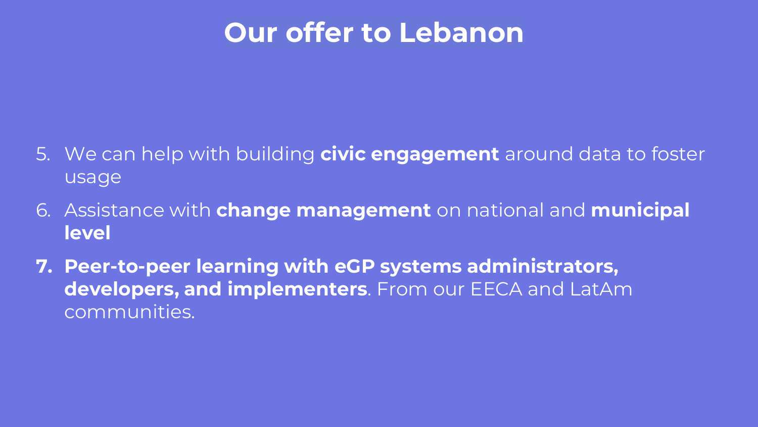# Our offer to Lebanon

5. We can help with building **civic engagement** around data to foster usage
6. Assistance with **change management** on national and **municipal level**
7. **Peer-to-peer learning with eGP systems administrators, developers, and implementers**. From our EECA and LatAm communities.